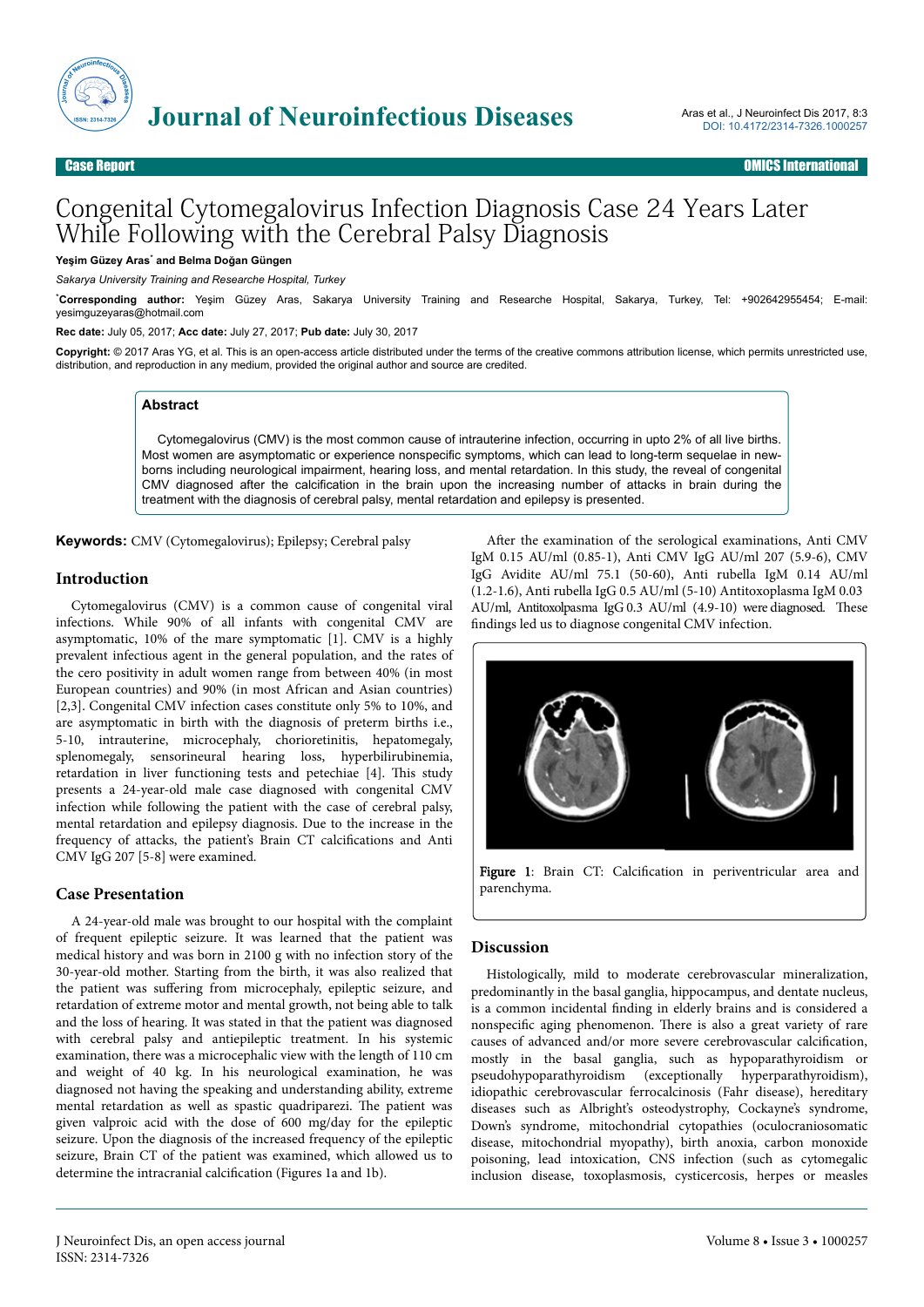# Congenital Cytomegalovirus Infection Diagnosis Case 24 Years Later While Following with the Cerebral Palsy Diagnosis

**Yeşim Güzey Aras*** **and Belma Doğan Güngen**

*Sakarya University Training and Researche Hospital, Turkey*

***Corresponding author:** Yeşim Güzey Aras, Sakarya University Training and Researche Hospital, Sakarya, Turkey, Tel: +902642955454; E-mail: yesimguzeyaras@hotmail.com

**Rec date:** July 05, 2017; **Acc date:** July 27, 2017; **Pub date:** July 30, 2017

**Copyright:** © 2017 Aras YG, et al. This is an open-access article distributed under the terms of the creative commons attribution license, which permits unrestricted use, distribution, and reproduction in any medium, provided the original author and source are credited.

## Abstract

Cytomegalovirus (CMV) is the most common cause of intrauterine infection, occurring in upto 2% of all live births. Most women are asymptomatic or experience nonspecific symptoms, which can lead to long-term sequelae in newborns including neurological impairment, hearing loss, and mental retardation. In this study, the reveal of congenital CMV diagnosed after the calcification in the brain upon the increasing number of attacks in brain during the treatment with the diagnosis of cerebral palsy, mental retardation and epilepsy is presented.

**Keywords:** CMV (Cytomegalovirus); Epilepsy; Cerebral palsy

## Introduction

Cytomegalovirus (CMV) is a common cause of congenital viral infections. While 90% of all infants with congenital CMV are asymptomatic, 10% of the mare symptomatic [1]. CMV is a highly prevalent infectious agent in the general population, and the rates of the cero positivity in adult women range from between 40% (in most European countries) and 90% (in most African and Asian countries) [2,3]. Congenital CMV infection cases constitute only 5% to 10%, and are asymptomatic in birth with the diagnosis of preterm births i.e., 5-10, intrauterine, microcephaly, chorioretinitis, hepatomegaly, splenomegaly, sensorineural hearing loss, hyperbilirubinemia, retardation in liver functioning tests and petechiae [4]. This study presents a 24-year-old male case diagnosed with congenital CMV infection while following the patient with the case of cerebral palsy, mental retardation and epilepsy diagnosis. Due to the increase in the frequency of attacks, the patient's Brain CT calcifications and Anti CMV IgG 207 [5-8] were examined.

## Case Presentation

A 24-year-old male was brought to our hospital with the complaint of frequent epileptic seizure. It was learned that the patient was medical history and was born in 2100 g with no infection story of the 30-year-old mother. Starting from the birth, it was also realized that the patient was suffering from microcephaly, epileptic seizure, and retardation of extreme motor and mental growth, not being able to talk and the loss of hearing. It was stated in that the patient was diagnosed with cerebral palsy and antiepileptic treatment. In his systemic examination, there was a microcephalic view with the length of 110 cm and weight of 40 kg. In his neurological examination, he was diagnosed not having the speaking and understanding ability, extreme mental retardation as well as spastic quadriparezi. The patient was given valproic acid with the dose of 600 mg/day for the epileptic seizure. Upon the diagnosis of the increased frequency of the epileptic seizure, Brain CT of the patient was examined, which allowed us to determine the intracranial calcification (Figures 1a and 1b).

After the examination of the serological examinations, Anti CMV IgM 0.15 AU/ml (0.85-1), Anti CMV IgG AU/ml 207 (5.9-6), CMV IgG Avidite AU/ml 75.1 (50-60), Anti rubella IgM 0.14 AU/ml (1.2-1.6), Anti rubella IgG 0.5 AU/ml (5-10) Antitoxoplasma IgM 0.03 AU/ml, Antitoxolpasma IgG 0.3 AU/ml (4.9-10) were diagnosed. These findings led us to diagnose congenital CMV infection.

**Figure 1**: Brain CT: Calcification in periventricular area and parenchyma.

## Discussion

Histologically, mild to moderate cerebrovascular mineralization, predominantly in the basal ganglia, hippocampus, and dentate nucleus, is a common incidental finding in elderly brains and is considered a nonspecific aging phenomenon. There is also a great variety of rare causes of advanced and/or more severe cerebrovascular calcification, mostly in the basal ganglia, such as hypoparathyroidism or pseudohypoparathyroidism (exceptionally hyperparathyroidism), idiopathic cerebrovascular ferrocalcinosis (Fahr disease), hereditary diseases such as Albright's osteodystrophy, Cockayne's syndrome, Down's syndrome, mitochondrial cytopathies (oculocraniosomatic disease, mitochondrial myopathy), birth anoxia, carbon monoxide poisoning, lead intoxication, CNS infection (such as cytomegalic inclusion disease, toxoplasmosis, cysticercosis, herpes or measles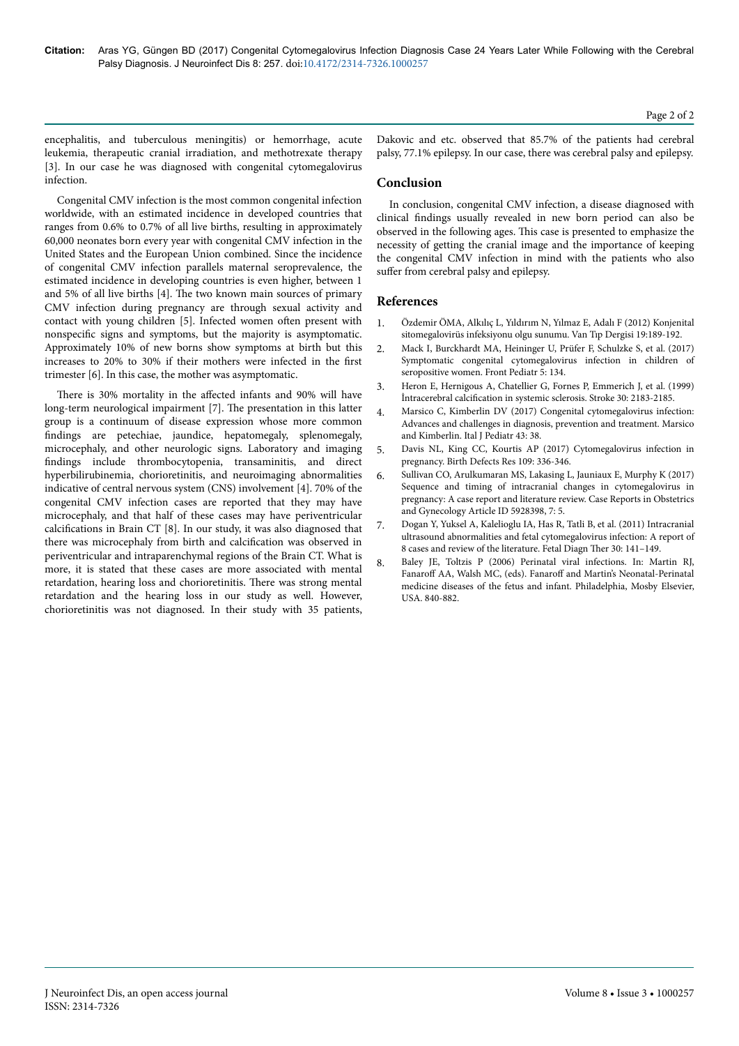encephalitis, and tuberculous meningitis) or hemorrhage, acute leukemia, therapeutic cranial irradiation, and methotrexate therapy [3]. In our case he was diagnosed with congenital cytomegalovirus infection.

Congenital CMV infection is the most common congenital infection worldwide, with an estimated incidence in developed countries that ranges from 0.6% to 0.7% of all live births, resulting in approximately 60,000 neonates born every year with congenital CMV infection in the United States and the European Union combined. Since the incidence of congenital CMV infection parallels maternal seroprevalence, the estimated incidence in developing countries is even higher, between 1 and 5% of all live births [4]. The two known main sources of primary CMV infection during pregnancy are through sexual activity and contact with young children [5]. Infected women often present with nonspecific signs and symptoms, but the majority is asymptomatic. Approximately 10% of new borns show symptoms at birth but this increases to 20% to 30% if their mothers were infected in the first trimester [6]. In this case, the mother was asymptomatic.

There is 30% mortality in the affected infants and 90% will have long-term neurological impairment [7]. The presentation in this latter group is a continuum of disease expression whose more common findings are petechiae, jaundice, hepatomegaly, splenomegaly, microcephaly, and other neurologic signs. Laboratory and imaging findings include thrombocytopenia, transaminitis, and direct hyperbilirubinemia, chorioretinitis, and neuroimaging abnormalities indicative of central nervous system (CNS) involvement [4]. 70% of the congenital CMV infection cases are reported that they may have microcephaly, and that half of these cases may have periventricular calcifications in Brain CT [8]. In our study, it was also diagnosed that there was microcephaly from birth and calcification was observed in periventricular and intraparenchymal regions of the Brain CT. What is more, it is stated that these cases are more associated with mental retardation, hearing loss and chorioretinitis. There was strong mental retardation and the hearing loss in our study as well. However, chorioretinitis was not diagnosed. In their study with 35 patients, Dakovic and etc. observed that 85.7% of the patients had cerebral palsy, 77.1% epilepsy. In our case, there was cerebral palsy and epilepsy.

## Conclusion

In conclusion, congenital CMV infection, a disease diagnosed with clinical findings usually revealed in new born period can also be observed in the following ages. This case is presented to emphasize the necessity of getting the cranial image and the importance of keeping the congenital CMV infection in mind with the patients who also suffer from cerebral palsy and epilepsy.

## References

1. Özdemir ÖMA, Alkılıç L, Yıldırım N, Yılmaz E, Adalı F (2012) Konjenital sitomegalovirüs infeksiyonu olgu sunumu. Van Tıp Dergisi 19:189-192.
2. Mack I, Burckhardt MA, Heininger U, Prüfer F, Schulzke S, et al. (2017) Symptomatic congenital cytomegalovirus infection in children of seropositive women. Front Pediatr 5: 134.
3. Heron E, Hernigous A, Chatellier G, Fornes P, Emmerich J, et al. (1999) İntracerebral calcification in systemic sclerosis. Stroke 30: 2183-2185.
4. Marsico C, Kimberlin DV (2017) Congenital cytomegalovirus infection: Advances and challenges in diagnosis, prevention and treatment. Marsico and Kimberlin. Ital J Pediatr 43: 38.
5. Davis NL, King CC, Kourtis AP (2017) Cytomegalovirus infection in pregnancy. Birth Defects Res 109: 336-346.
6. Sullivan CO, Arulkumaran MS, Lakasing L, Jauniaux E, Murphy K (2017) Sequence and timing of intracranial changes in cytomegalovirus in pregnancy: A case report and literature review. Case Reports in Obstetrics and Gynecology Article ID 5928398, 7: 5.
7. Dogan Y, Yuksel A, Kalelioglu IA, Has R, Tatli B, et al. (2011) Intracranial ultrasound abnormalities and fetal cytomegalovirus infection: A report of 8 cases and review of the literature. Fetal Diagn Ther 30: 141–149.
8. Baley JE, Toltzis P (2006) Perinatal viral infections. In: Martin RJ, Fanaroff AA, Walsh MC, (eds). Fanaroff and Martin's Neonatal-Perinatal medicine diseases of the fetus and infant. Philadelphia, Mosby Elsevier, USA. 840-882.